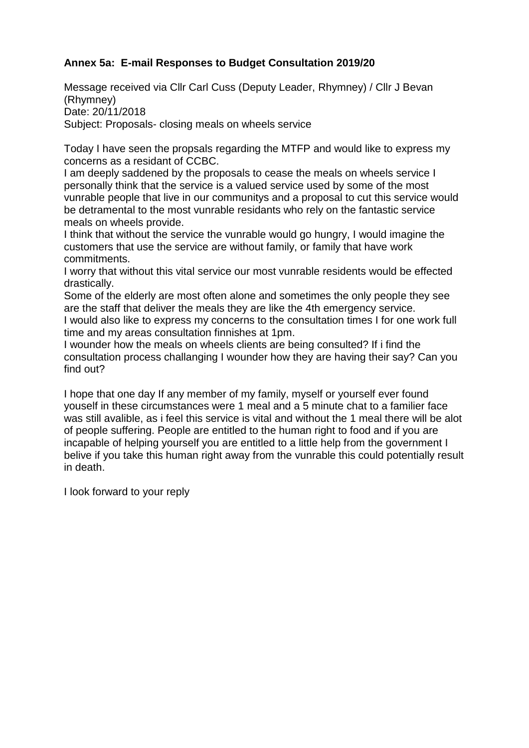**Annex 5a: E-mail Responses to Budget Consultation 2019/20**

Message received via Cllr Carl Cuss (Deputy Leader, Rhymney) / Cllr J Bevan (Rhymney)
Date: 20/11/2018
Subject: Proposals- closing meals on wheels service

Today I have seen the propsals regarding the MTFP and would like to express my concerns as a residant of CCBC.
I am deeply saddened by the proposals to cease the meals on wheels service I personally think that the service is a valued service used by some of the most vunrable people that live in our communitys and a proposal to cut this service would be detramental to the most vunrable residants who rely on the fantastic service meals on wheels provide.
I think that without the service the vunrable would go hungry, I would imagine the customers that use the service are without family, or family that have work commitments.
I worry that without this vital service our most vunrable residents would be effected drastically.
Some of the elderly are most often alone and sometimes the only people they see are the staff that deliver the meals they are like the 4th emergency service.
I would also like to express my concerns to the consultation times I for one work full time and my areas consultation finnishes at 1pm.
I wounder how the meals on wheels clients are being consulted? If i find the consultation process challanging I wounder how they are having their say? Can you find out?

I hope that one day If any member of my family, myself or yourself ever found youself in these circumstances were 1 meal and a 5 minute chat to a familier face was still avalible, as i feel this service is vital and without the 1 meal there will be alot of people suffering. People are entitled to the human right to food and if you are incapable of helping yourself you are entitled to a little help from the government I belive if you take this human right away from the vunrable this could potentially result in death.

I look forward to your reply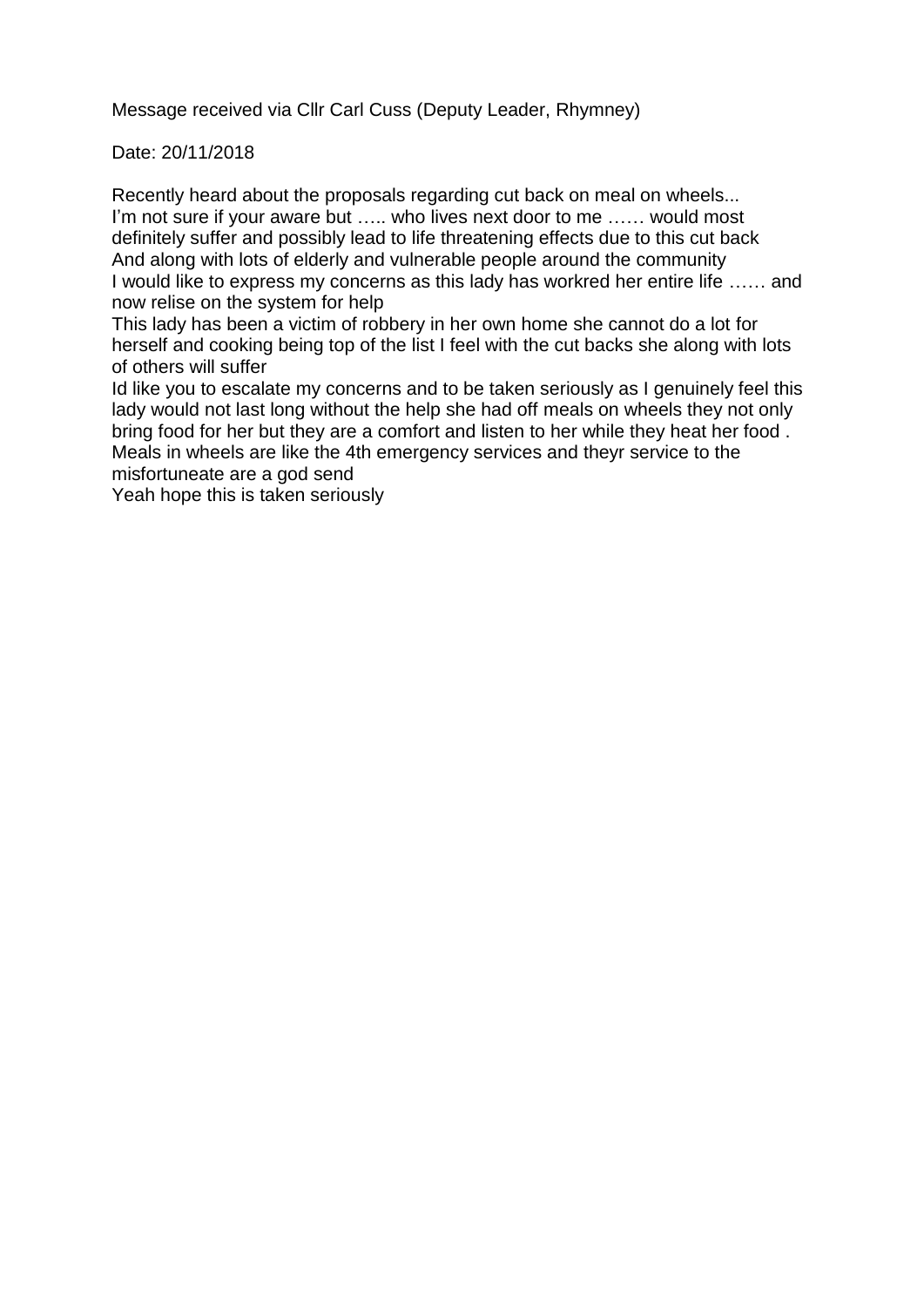Message received via Cllr Carl Cuss (Deputy Leader, Rhymney)

Date: 20/11/2018

Recently heard about the proposals regarding cut back on meal on wheels...
I'm not sure if your aware but ….. who lives next door to me …… would most definitely suffer and possibly lead to life threatening effects due to this cut back
And along with lots of elderly and vulnerable people around the community
I would like to express my concerns as this lady has workred her entire life …… and now relise on the system for help
This lady has been a victim of robbery in her own home she cannot do a lot for herself and cooking being top of the list I feel with the cut backs she along with lots of others will suffer
Id like you to escalate my concerns and to be taken seriously as I genuinely feel this lady would not last long without the help she had off meals on wheels they not only bring food for her but they are a comfort and listen to her while they heat her food .
Meals in wheels are like the 4th emergency services and theyr service to the misfortuneate are a god send
Yeah hope this is taken seriously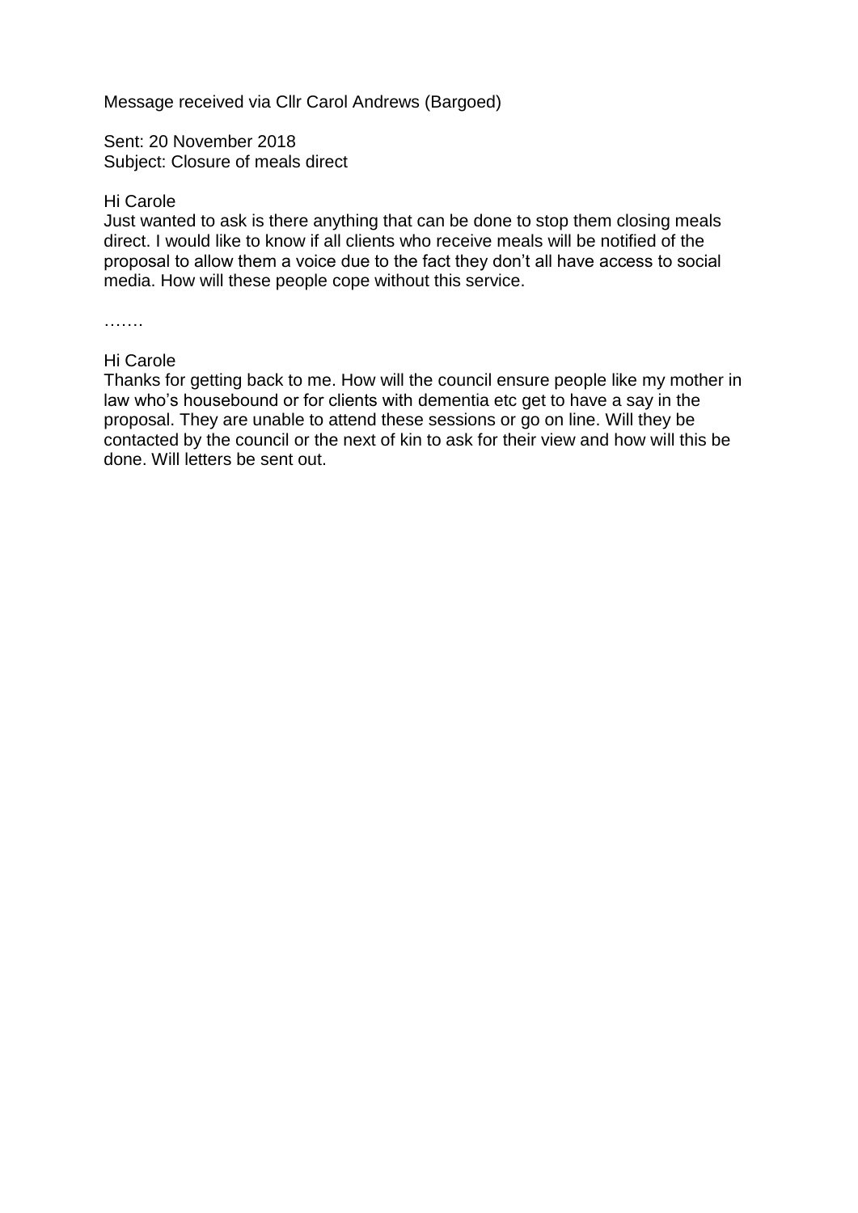Message received via Cllr Carol Andrews (Bargoed)

Sent: 20 November 2018
Subject: Closure of meals direct

Hi Carole
Just wanted to ask is there anything that can be done to stop them closing meals direct. I would like to know if all clients who receive meals will be notified of the proposal to allow them a voice due to the fact they don't all have access to social media. How will these people cope without this service.

…….

Hi Carole
Thanks for getting back to me. How will the council ensure people like my mother in law who's housebound or for clients with dementia etc get to have a say in the proposal. They are unable to attend these sessions or go on line. Will they be contacted by the council or the next of kin to ask for their view and how will this be done. Will letters be sent out.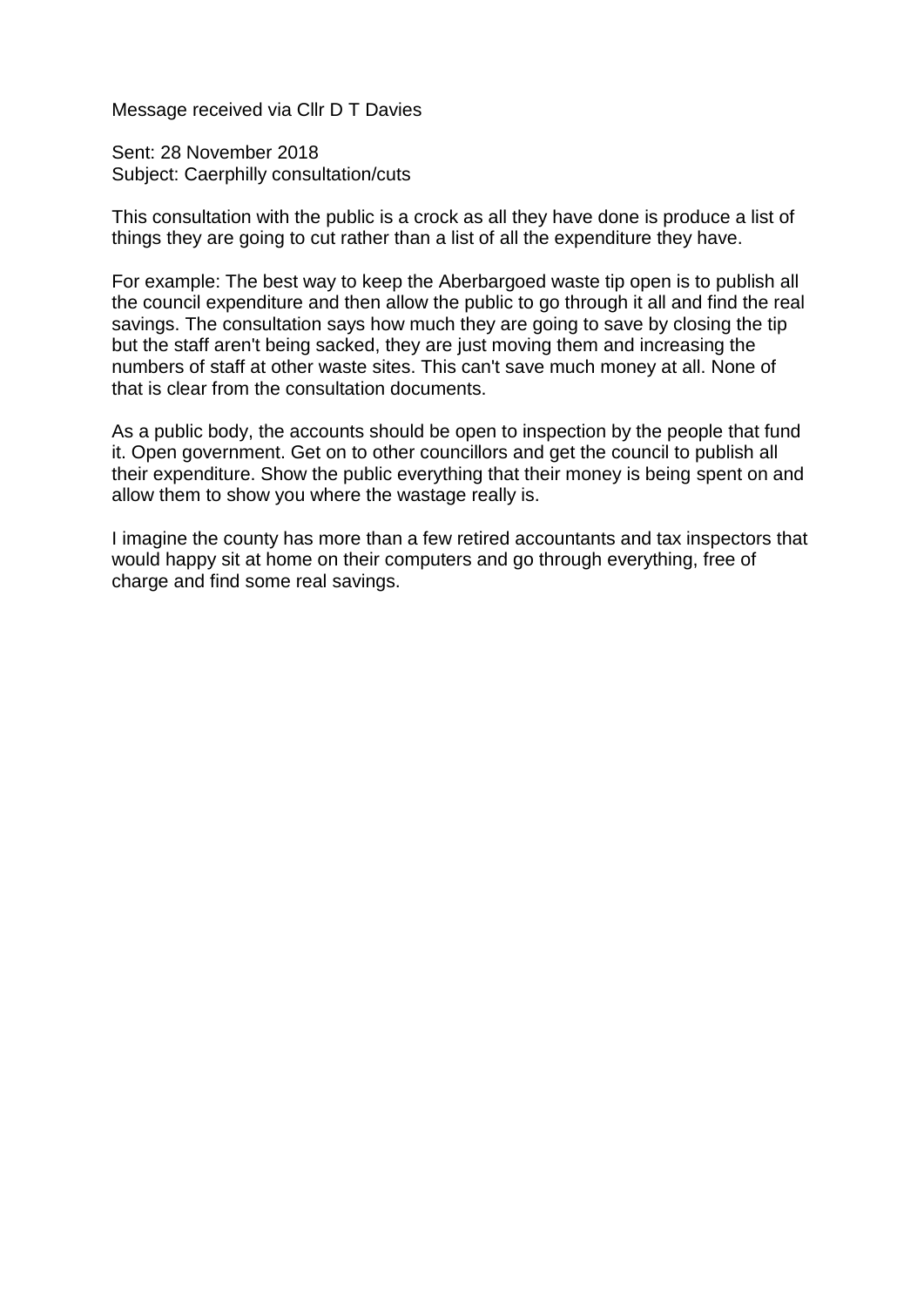Message received via Cllr D T Davies

Sent: 28 November 2018
Subject: Caerphilly consultation/cuts

This consultation with the public is a crock as all they have done is produce a list of things they are going to cut rather than a list of all the expenditure they have.

For example: The best way to keep the Aberbargoed waste tip open is to publish all the council expenditure and then allow the public to go through it all and find the real savings. The consultation says how much they are going to save by closing the tip but the staff aren't being sacked, they are just moving them and increasing the numbers of staff at other waste sites. This can't save much money at all. None of that is clear from the consultation documents.

As a public body, the accounts should be open to inspection by the people that fund it. Open government. Get on to other councillors and get the council to publish all their expenditure. Show the public everything that their money is being spent on and allow them to show you where the wastage really is.

I imagine the county has more than a few retired accountants and tax inspectors that would happy sit at home on their computers and go through everything, free of charge and find some real savings.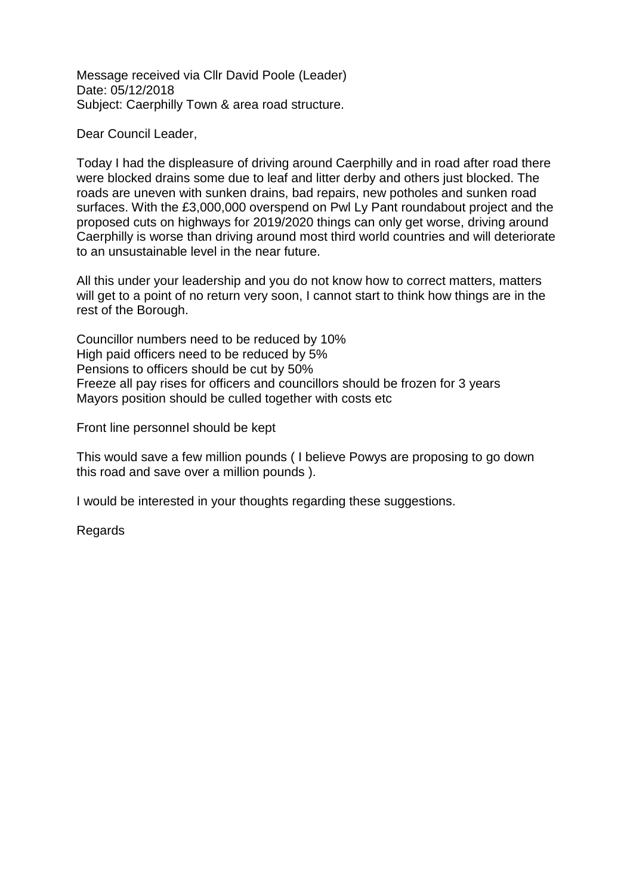Message received via Cllr David Poole (Leader)
Date: 05/12/2018
Subject: Caerphilly Town & area road structure.

Dear Council Leader,

Today I had the displeasure of driving around Caerphilly and in road after road there were blocked drains some due to leaf and litter derby and others just blocked. The roads are uneven with sunken drains, bad repairs, new potholes and sunken road surfaces. With the £3,000,000 overspend on Pwl Ly Pant roundabout project and the proposed cuts on highways for 2019/2020 things can only get worse, driving around Caerphilly is worse than driving around most third world countries and will deteriorate to an unsustainable level in the near future.

All this under your leadership and you do not know how to correct matters, matters will get to a point of no return very soon, I cannot start to think how things are in the rest of the Borough.

Councillor numbers need to be reduced by 10%
High paid officers need to be reduced by 5%
Pensions to officers should be cut by 50%
Freeze all pay rises for officers and councillors should be frozen for 3 years
Mayors position should be culled together with costs etc

Front line personnel should be kept

This would save a few million pounds ( I believe Powys are proposing to go down this road and save over a million pounds ).

I would be interested in your thoughts regarding these suggestions.

Regards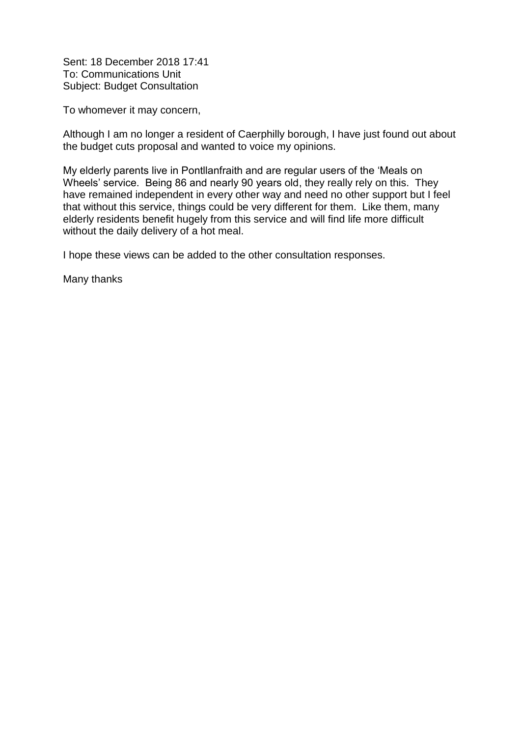Sent: 18 December 2018 17:41
To: Communications Unit
Subject: Budget Consultation

To whomever it may concern,

Although I am no longer a resident of Caerphilly borough, I have just found out about the budget cuts proposal and wanted to voice my opinions.

My elderly parents live in Pontllanfraith and are regular users of the 'Meals on Wheels' service. Being 86 and nearly 90 years old, they really rely on this. They have remained independent in every other way and need no other support but I feel that without this service, things could be very different for them. Like them, many elderly residents benefit hugely from this service and will find life more difficult without the daily delivery of a hot meal.

I hope these views can be added to the other consultation responses.

Many thanks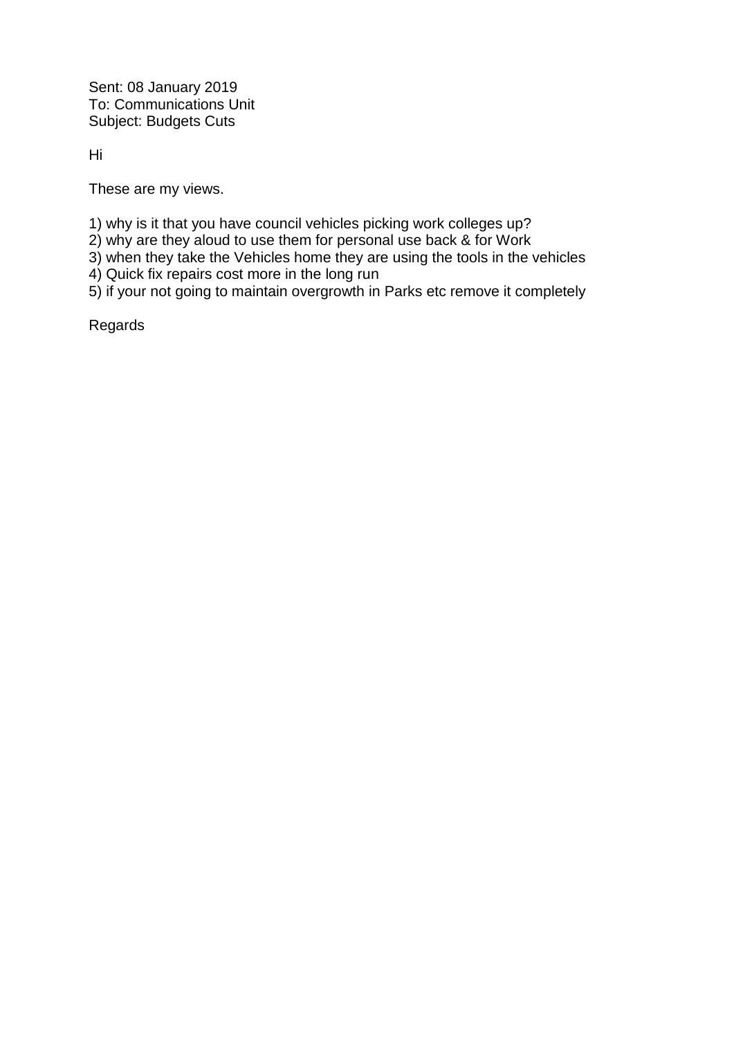Sent: 08 January 2019
To: Communications Unit
Subject: Budgets Cuts

Hi

These are my views.

1) why is it that you have council vehicles picking work colleges up?
2) why are they aloud to use them for personal use back & for Work
3) when they take the Vehicles home they are using the tools in the vehicles
4) Quick fix repairs cost more in the long run
5) if your not going to maintain overgrowth in Parks etc remove it completely

Regards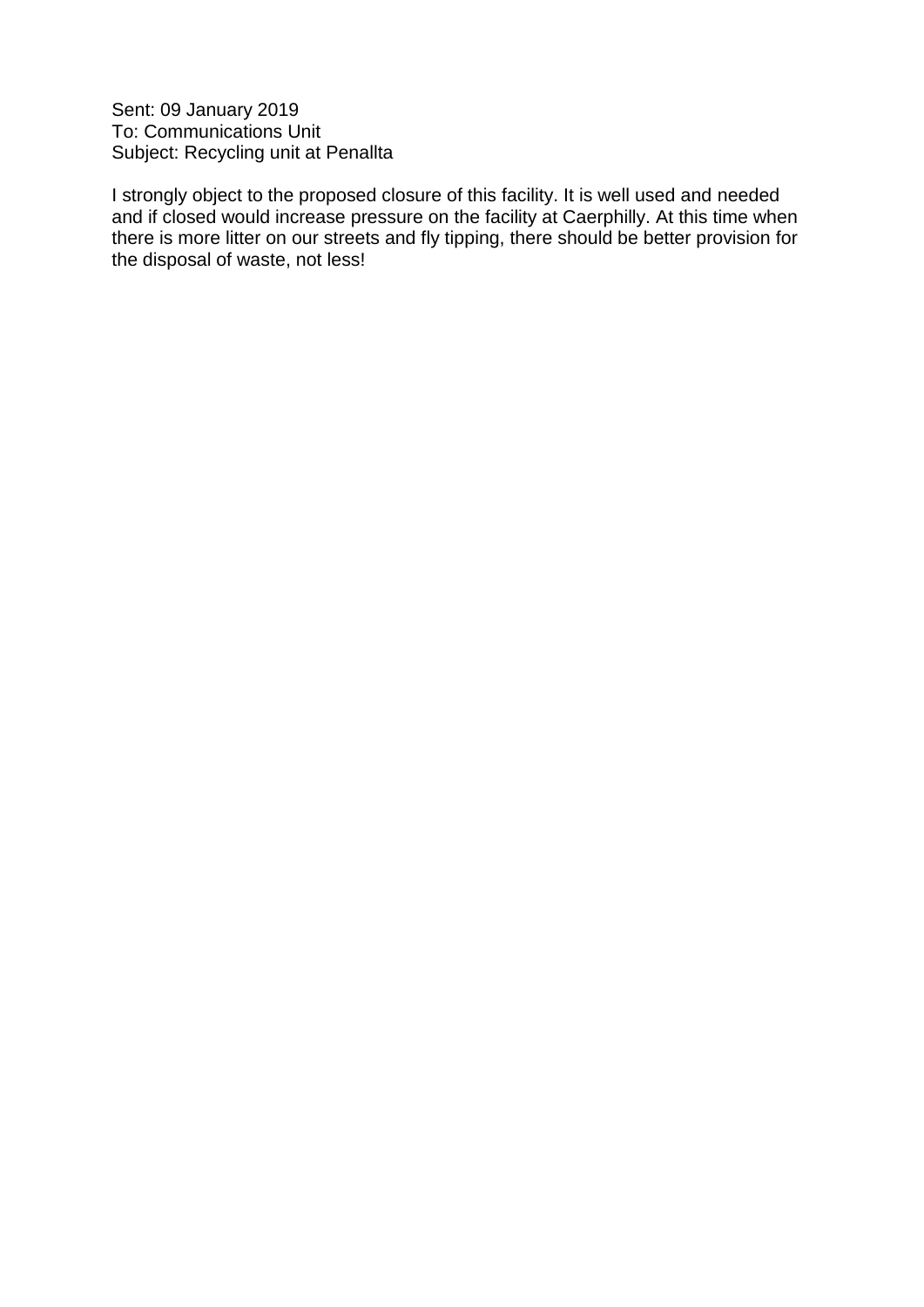Sent: 09 January 2019
To: Communications Unit
Subject: Recycling unit at Penallta

I strongly object to the proposed closure of this facility. It is well used and needed and if closed would increase pressure on the facility at Caerphilly. At this time when there is more litter on our streets and fly tipping, there should be better provision for the disposal of waste, not less!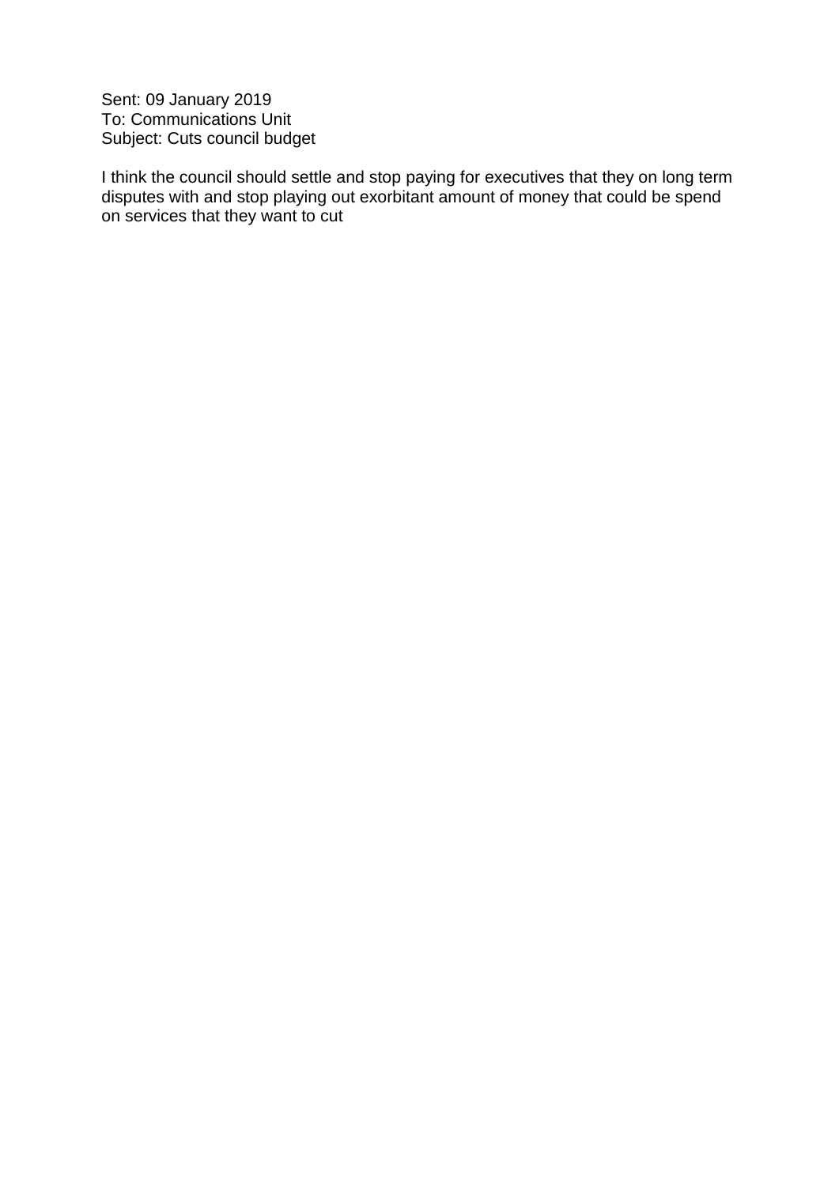Sent: 09 January 2019
To: Communications Unit
Subject: Cuts council budget

I think the council should settle and stop paying for executives that they on long term disputes with and stop playing out exorbitant amount of money that could be spend on services that they want to cut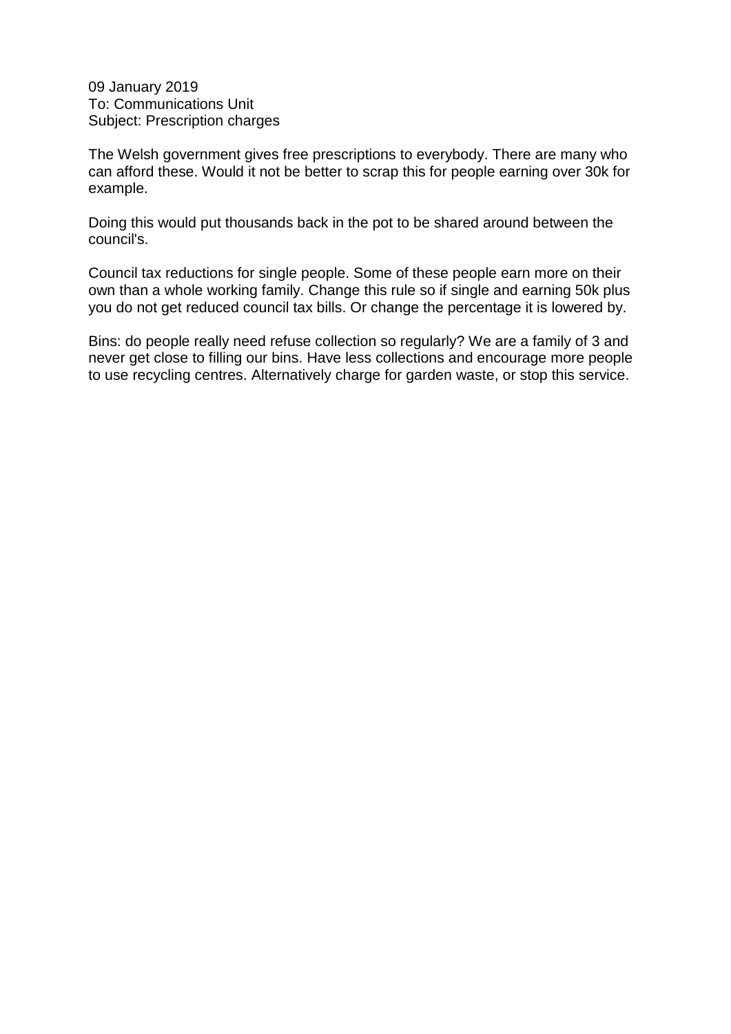09 January 2019
To: Communications Unit
Subject: Prescription charges

The Welsh government gives free prescriptions to everybody. There are many who can afford these. Would it not be better to scrap this for people earning over 30k for example.

Doing this would put thousands back in the pot to be shared around between the council's.

Council tax reductions for single people. Some of these people earn more on their own than a whole working family. Change this rule so if single and earning 50k plus you do not get reduced council tax bills. Or change the percentage it is lowered by.

Bins: do people really need refuse collection so regularly? We are a family of 3 and never get close to filling our bins. Have less collections and encourage more people to use recycling centres. Alternatively charge for garden waste, or stop this service.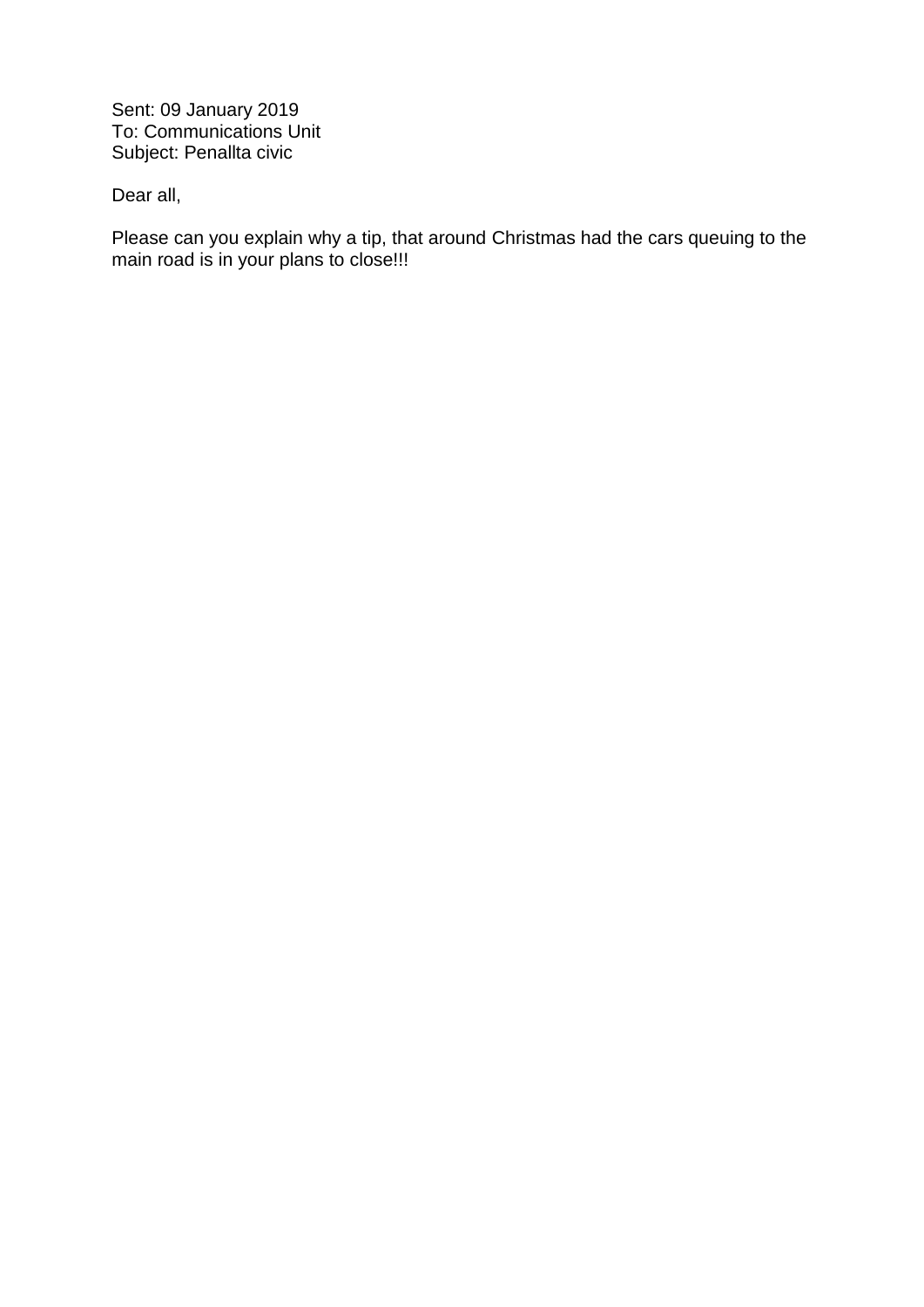Sent: 09 January 2019
To: Communications Unit
Subject: Penallta civic

Dear all,

Please can you explain why a tip, that around Christmas had the cars queuing to the main road is in your plans to close!!!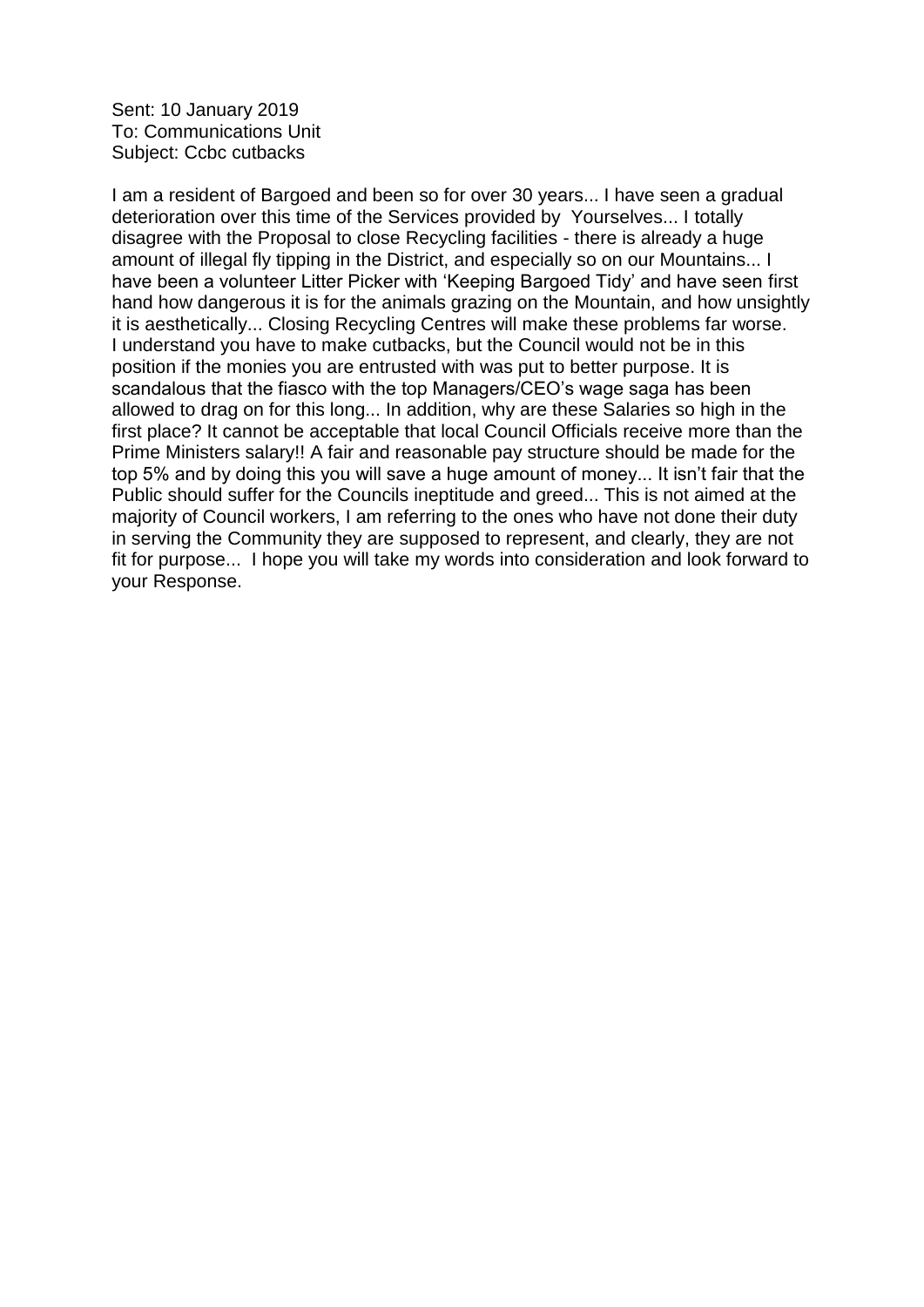Sent: 10 January 2019
To: Communications Unit
Subject: Ccbc cutbacks

I am a resident of Bargoed and been so for over 30 years... I have seen a gradual deterioration over this time of the Services provided by Yourselves... I totally disagree with the Proposal to close Recycling facilities - there is already a huge amount of illegal fly tipping in the District, and especially so on our Mountains... I have been a volunteer Litter Picker with 'Keeping Bargoed Tidy' and have seen first hand how dangerous it is for the animals grazing on the Mountain, and how unsightly it is aesthetically... Closing Recycling Centres will make these problems far worse. I understand you have to make cutbacks, but the Council would not be in this position if the monies you are entrusted with was put to better purpose. It is scandalous that the fiasco with the top Managers/CEO's wage saga has been allowed to drag on for this long... In addition, why are these Salaries so high in the first place? It cannot be acceptable that local Council Officials receive more than the Prime Ministers salary!! A fair and reasonable pay structure should be made for the top 5% and by doing this you will save a huge amount of money... It isn't fair that the Public should suffer for the Councils ineptitude and greed... This is not aimed at the majority of Council workers, I am referring to the ones who have not done their duty in serving the Community they are supposed to represent, and clearly, they are not fit for purpose... I hope you will take my words into consideration and look forward to your Response.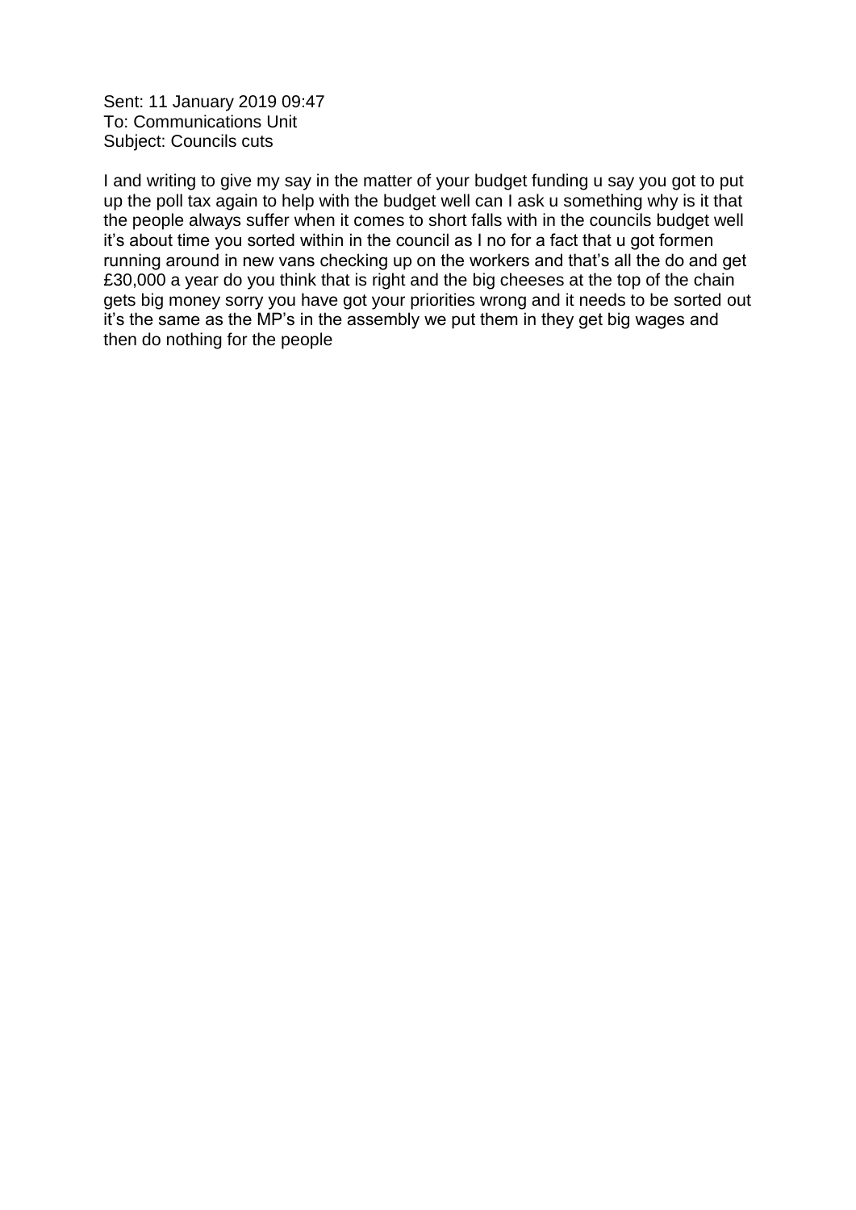Sent: 11 January 2019 09:47
To: Communications Unit
Subject: Councils cuts

I and writing to give my say in the matter of your budget funding u say you got to put up the poll tax again to help with the budget well can I ask u something why is it that the people always suffer when it comes to short falls with in the councils budget well it's about time you sorted within in the council as I no for a fact that u got formen running around in new vans checking up on the workers and that's all the do and get £30,000 a year do you think that is right and the big cheeses at the top of the chain gets big money sorry you have got your priorities wrong and it needs to be sorted out it's the same as the MP's in the assembly we put them in they get big wages and then do nothing for the people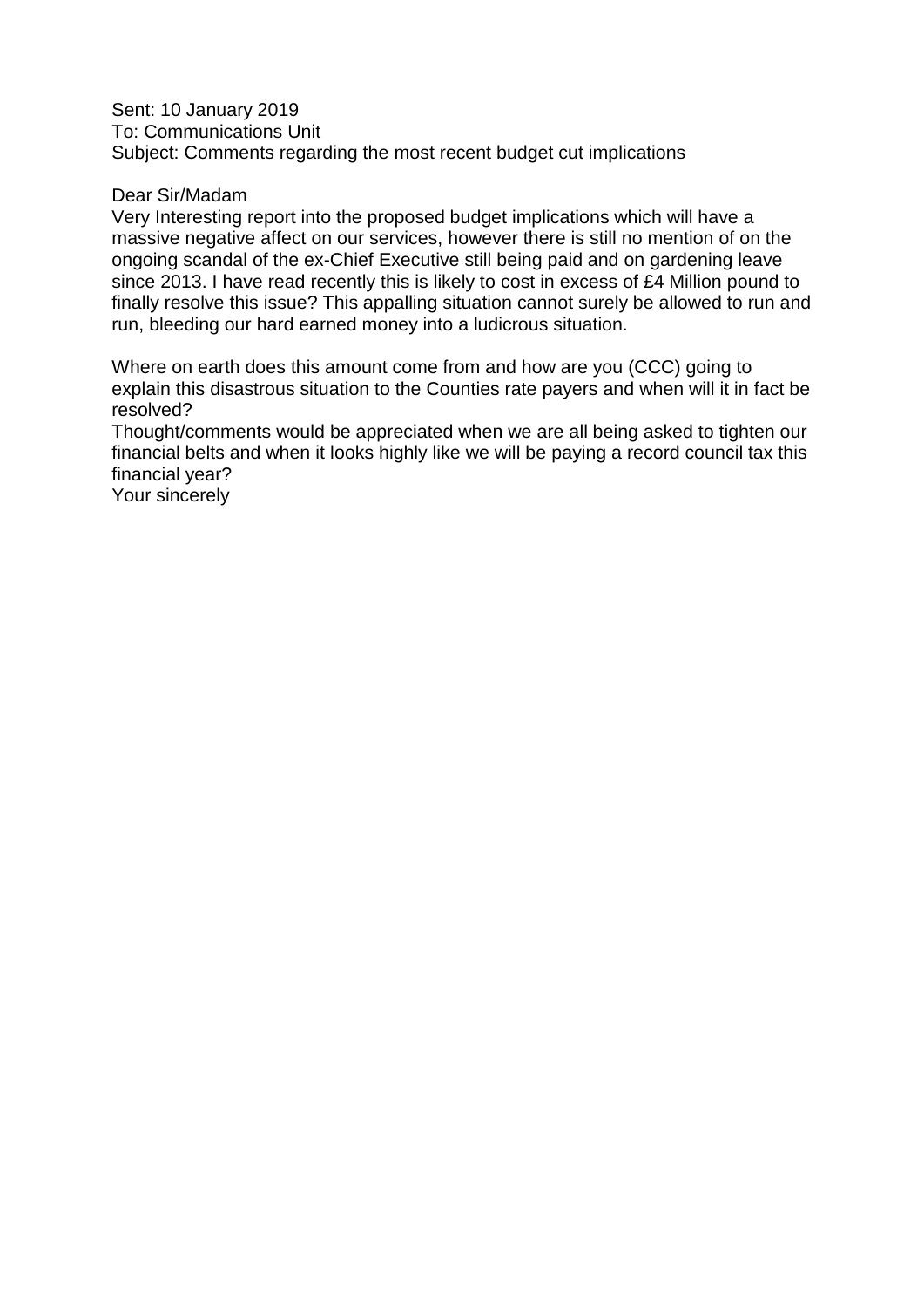Sent: 10 January 2019
To: Communications Unit
Subject: Comments regarding the most recent budget cut implications

Dear Sir/Madam
Very Interesting report into the proposed budget implications which will have a massive negative affect on our services, however there is still no mention of on the ongoing scandal of the ex-Chief Executive still being paid and on gardening leave since 2013. I have read recently this is likely to cost in excess of £4 Million pound to finally resolve this issue? This appalling situation cannot surely be allowed to run and run, bleeding our hard earned money into a ludicrous situation.

Where on earth does this amount come from and how are you (CCC) going to explain this disastrous situation to the Counties rate payers and when will it in fact be resolved?
Thought/comments would be appreciated when we are all being asked to tighten our financial belts and when it looks highly like we will be paying a record council tax this financial year?
Your sincerely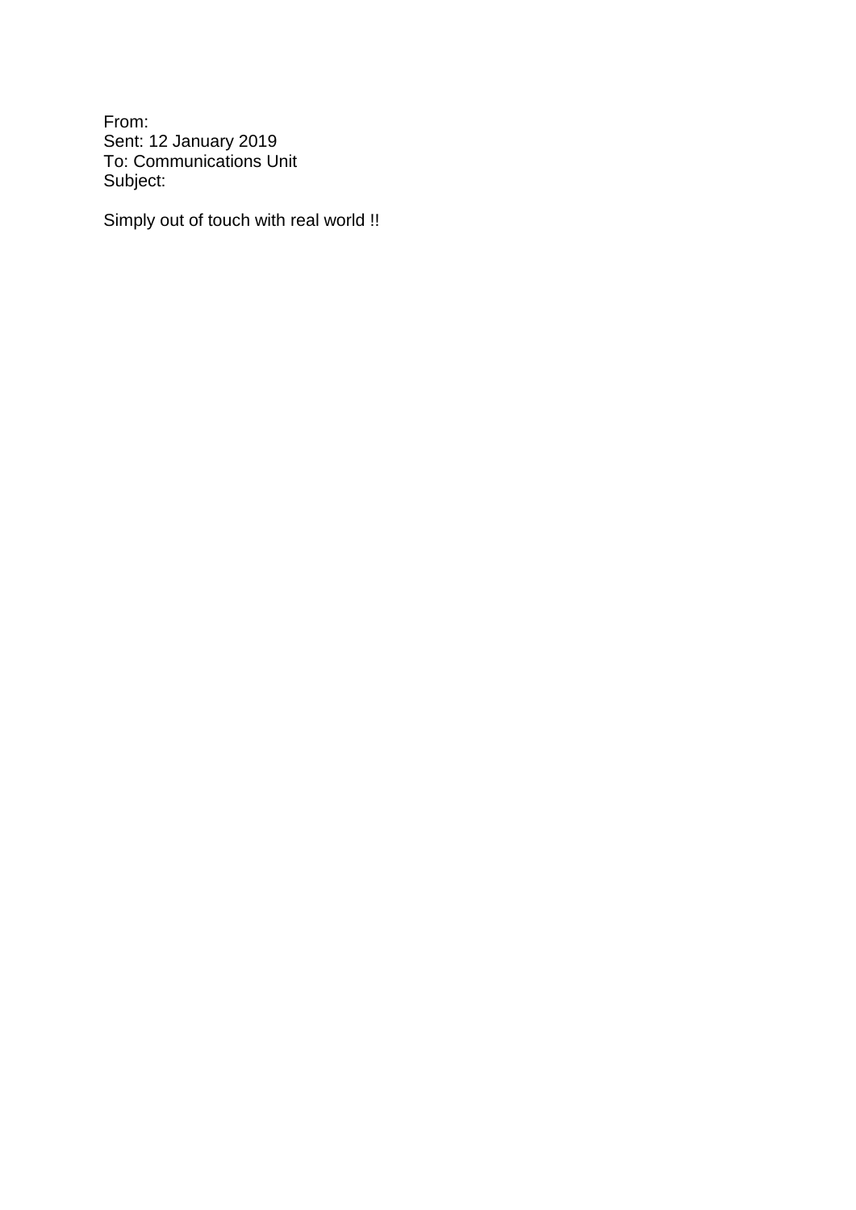From:
Sent: 12 January 2019
To: Communications Unit
Subject:

Simply out of touch with real world !!